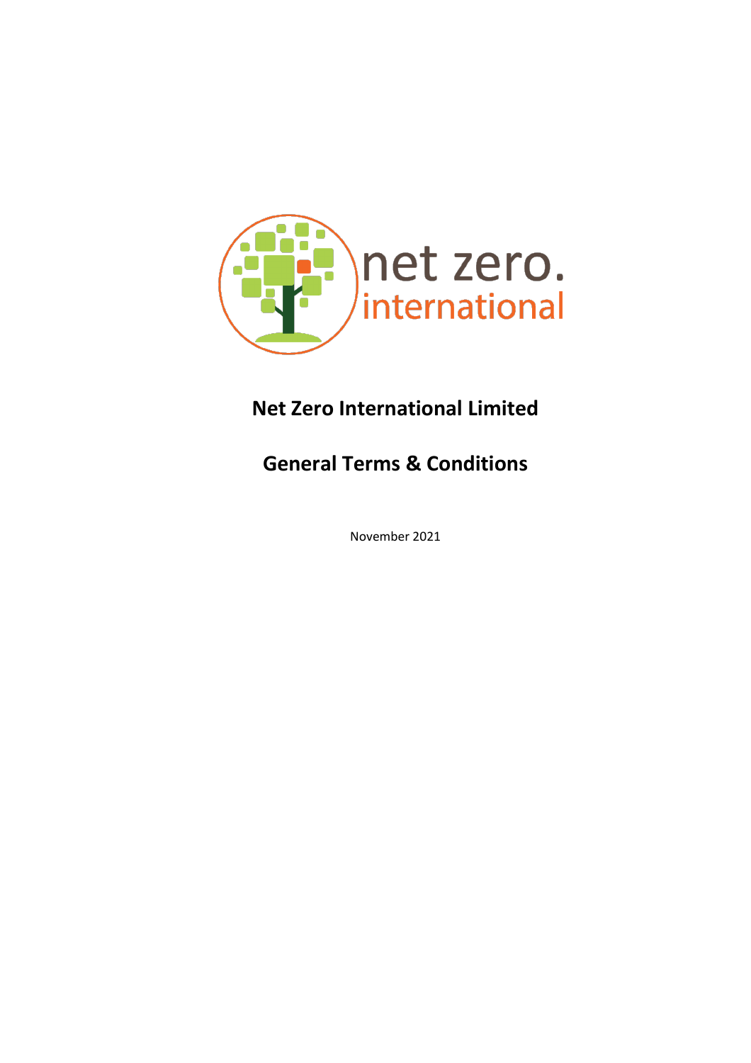net zero.
international

# Net Zero International Limited

## General Terms & Conditions

November 2021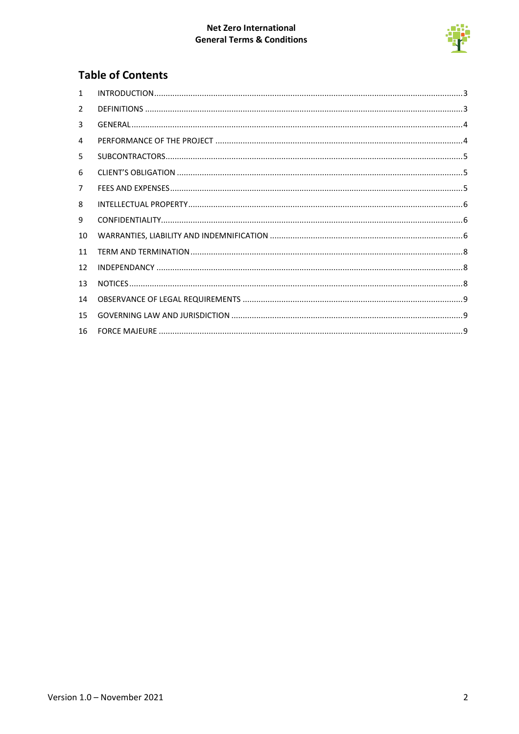## Table of Contents

| | | |
|---|---|---|
| 1 | INTRODUCTION | 3 |
| 2 | DEFINITIONS | 3 |
| 3 | GENERAL | 4 |
| 4 | PERFORMANCE OF THE PROJECT | 4 |
| 5 | SUBCONTRACTORS | 5 |
| 6 | CLIENT'S OBLIGATION | 5 |
| 7 | FEES AND EXPENSES | 5 |
| 8 | INTELLECTUAL PROPERTY | 6 |
| 9 | CONFIDENTIALITY | 6 |
| 10 | WARRANTIES, LIABILITY AND INDEMNIFICATION | 6 |
| 11 | TERM AND TERMINATION | 8 |
| 12 | INDEPENDANCY | 8 |
| 13 | NOTICES | 8 |
| 14 | OBSERVANCE OF LEGAL REQUIREMENTS | 9 |
| 15 | GOVERNING LAW AND JURISDICTION | 9 |
| 16 | FORCE MAJEURE | 9 |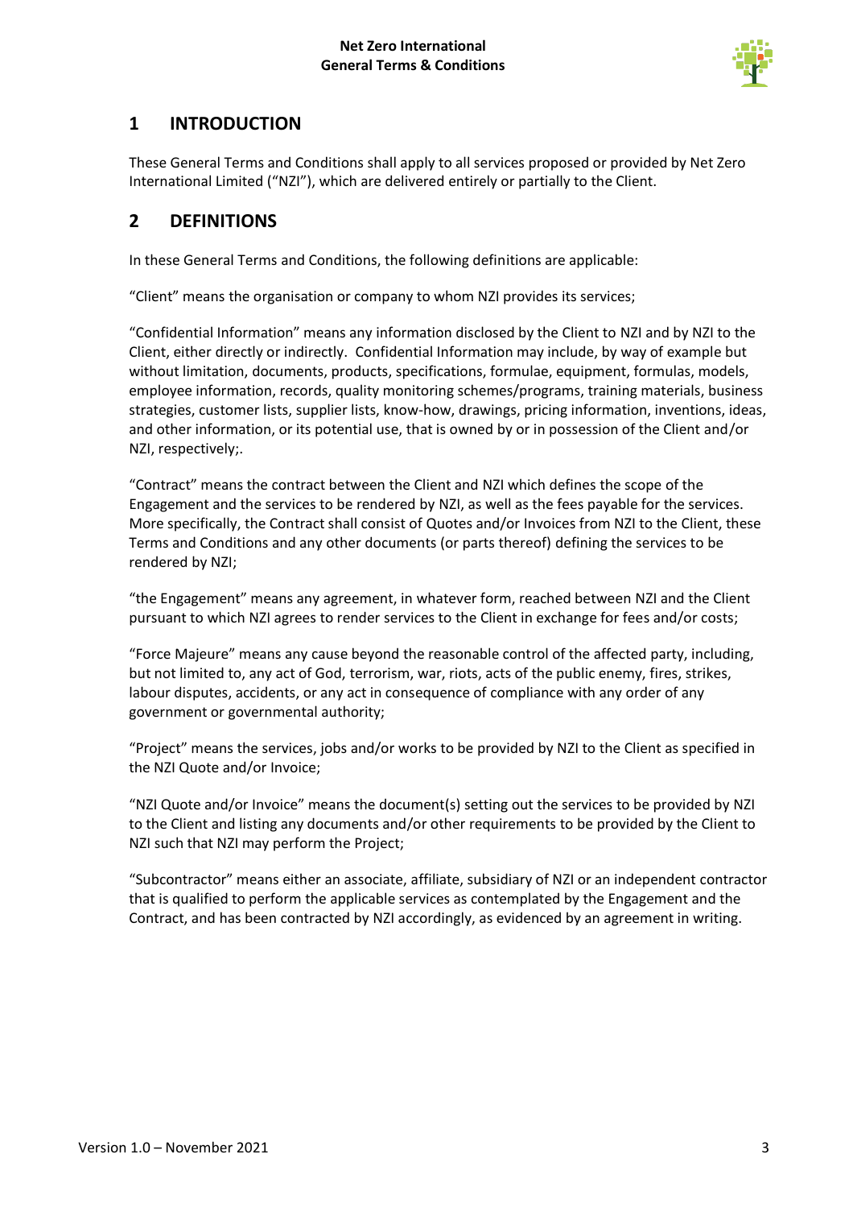## 1 INTRODUCTION

These General Terms and Conditions shall apply to all services proposed or provided by Net Zero International Limited ("NZI"), which are delivered entirely or partially to the Client.

## 2 DEFINITIONS

In these General Terms and Conditions, the following definitions are applicable:

"Client" means the organisation or company to whom NZI provides its services;

"Confidential Information" means any information disclosed by the Client to NZI and by NZI to the Client, either directly or indirectly. Confidential Information may include, by way of example but without limitation, documents, products, specifications, formulae, equipment, formulas, models, employee information, records, quality monitoring schemes/programs, training materials, business strategies, customer lists, supplier lists, know-how, drawings, pricing information, inventions, ideas, and other information, or its potential use, that is owned by or in possession of the Client and/or NZI, respectively;.

"Contract" means the contract between the Client and NZI which defines the scope of the Engagement and the services to be rendered by NZI, as well as the fees payable for the services. More specifically, the Contract shall consist of Quotes and/or Invoices from NZI to the Client, these Terms and Conditions and any other documents (or parts thereof) defining the services to be rendered by NZI;

"the Engagement" means any agreement, in whatever form, reached between NZI and the Client pursuant to which NZI agrees to render services to the Client in exchange for fees and/or costs;

"Force Majeure" means any cause beyond the reasonable control of the affected party, including, but not limited to, any act of God, terrorism, war, riots, acts of the public enemy, fires, strikes, labour disputes, accidents, or any act in consequence of compliance with any order of any government or governmental authority;

"Project" means the services, jobs and/or works to be provided by NZI to the Client as specified in the NZI Quote and/or Invoice;

"NZI Quote and/or Invoice" means the document(s) setting out the services to be provided by NZI to the Client and listing any documents and/or other requirements to be provided by the Client to NZI such that NZI may perform the Project;

"Subcontractor" means either an associate, affiliate, subsidiary of NZI or an independent contractor that is qualified to perform the applicable services as contemplated by the Engagement and the Contract, and has been contracted by NZI accordingly, as evidenced by an agreement in writing.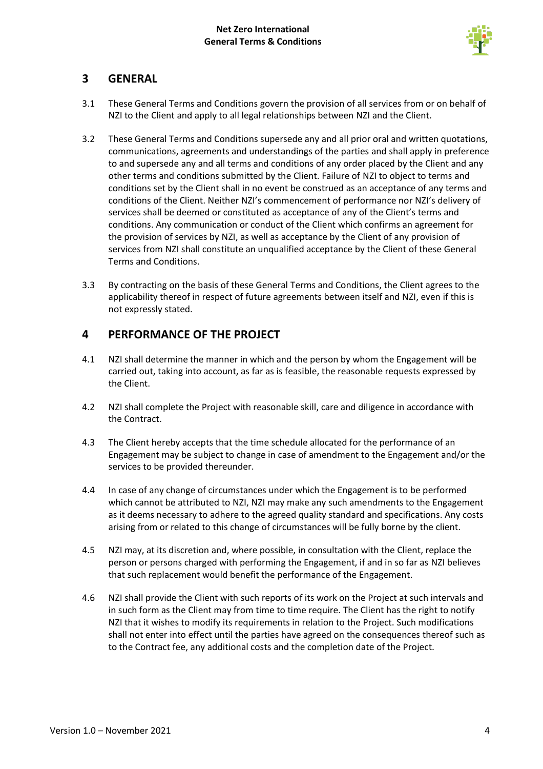## 3 GENERAL

3.1 These General Terms and Conditions govern the provision of all services from or on behalf of NZI to the Client and apply to all legal relationships between NZI and the Client.

3.2 These General Terms and Conditions supersede any and all prior oral and written quotations, communications, agreements and understandings of the parties and shall apply in preference to and supersede any and all terms and conditions of any order placed by the Client and any other terms and conditions submitted by the Client. Failure of NZI to object to terms and conditions set by the Client shall in no event be construed as an acceptance of any terms and conditions of the Client. Neither NZI's commencement of performance nor NZI's delivery of services shall be deemed or constituted as acceptance of any of the Client's terms and conditions. Any communication or conduct of the Client which confirms an agreement for the provision of services by NZI, as well as acceptance by the Client of any provision of services from NZI shall constitute an unqualified acceptance by the Client of these General Terms and Conditions.

3.3 By contracting on the basis of these General Terms and Conditions, the Client agrees to the applicability thereof in respect of future agreements between itself and NZI, even if this is not expressly stated.

## 4 PERFORMANCE OF THE PROJECT

4.1 NZI shall determine the manner in which and the person by whom the Engagement will be carried out, taking into account, as far as is feasible, the reasonable requests expressed by the Client.

4.2 NZI shall complete the Project with reasonable skill, care and diligence in accordance with the Contract.

4.3 The Client hereby accepts that the time schedule allocated for the performance of an Engagement may be subject to change in case of amendment to the Engagement and/or the services to be provided thereunder.

4.4 In case of any change of circumstances under which the Engagement is to be performed which cannot be attributed to NZI, NZI may make any such amendments to the Engagement as it deems necessary to adhere to the agreed quality standard and specifications. Any costs arising from or related to this change of circumstances will be fully borne by the client.

4.5 NZI may, at its discretion and, where possible, in consultation with the Client, replace the person or persons charged with performing the Engagement, if and in so far as NZI believes that such replacement would benefit the performance of the Engagement.

4.6 NZI shall provide the Client with such reports of its work on the Project at such intervals and in such form as the Client may from time to time require. The Client has the right to notify NZI that it wishes to modify its requirements in relation to the Project. Such modifications shall not enter into effect until the parties have agreed on the consequences thereof such as to the Contract fee, any additional costs and the completion date of the Project.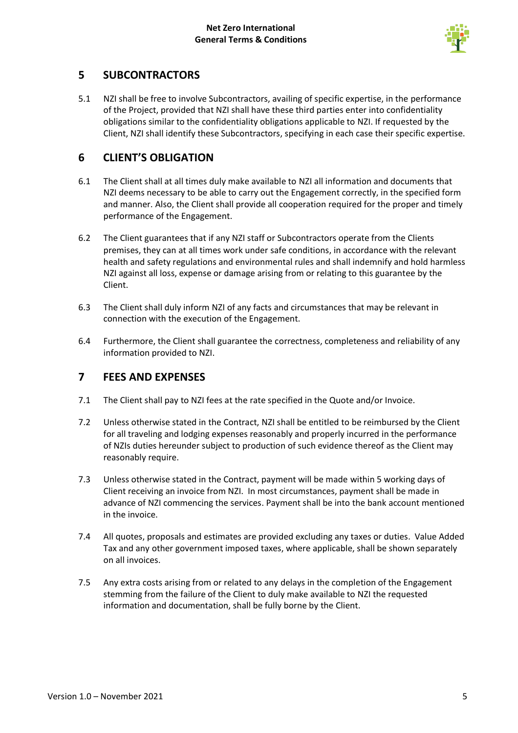## 5 SUBCONTRACTORS

5.1 NZI shall be free to involve Subcontractors, availing of specific expertise, in the performance of the Project, provided that NZI shall have these third parties enter into confidentiality obligations similar to the confidentiality obligations applicable to NZI. If requested by the Client, NZI shall identify these Subcontractors, specifying in each case their specific expertise.

## 6 CLIENT'S OBLIGATION

6.1 The Client shall at all times duly make available to NZI all information and documents that NZI deems necessary to be able to carry out the Engagement correctly, in the specified form and manner. Also, the Client shall provide all cooperation required for the proper and timely performance of the Engagement.

6.2 The Client guarantees that if any NZI staff or Subcontractors operate from the Clients premises, they can at all times work under safe conditions, in accordance with the relevant health and safety regulations and environmental rules and shall indemnify and hold harmless NZI against all loss, expense or damage arising from or relating to this guarantee by the Client.

6.3 The Client shall duly inform NZI of any facts and circumstances that may be relevant in connection with the execution of the Engagement.

6.4 Furthermore, the Client shall guarantee the correctness, completeness and reliability of any information provided to NZI.

## 7 FEES AND EXPENSES

7.1 The Client shall pay to NZI fees at the rate specified in the Quote and/or Invoice.

7.2 Unless otherwise stated in the Contract, NZI shall be entitled to be reimbursed by the Client for all traveling and lodging expenses reasonably and properly incurred in the performance of NZIs duties hereunder subject to production of such evidence thereof as the Client may reasonably require.

7.3 Unless otherwise stated in the Contract, payment will be made within 5 working days of Client receiving an invoice from NZI. In most circumstances, payment shall be made in advance of NZI commencing the services. Payment shall be into the bank account mentioned in the invoice.

7.4 All quotes, proposals and estimates are provided excluding any taxes or duties. Value Added Tax and any other government imposed taxes, where applicable, shall be shown separately on all invoices.

7.5 Any extra costs arising from or related to any delays in the completion of the Engagement stemming from the failure of the Client to duly make available to NZI the requested information and documentation, shall be fully borne by the Client.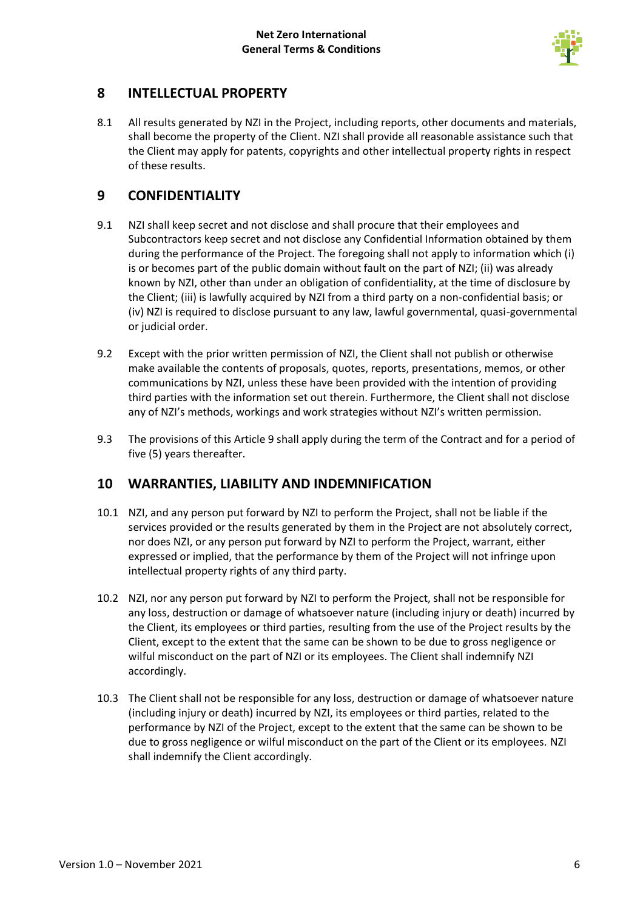## 8 INTELLECTUAL PROPERTY

8.1 All results generated by NZI in the Project, including reports, other documents and materials, shall become the property of the Client. NZI shall provide all reasonable assistance such that the Client may apply for patents, copyrights and other intellectual property rights in respect of these results.

## 9 CONFIDENTIALITY

9.1 NZI shall keep secret and not disclose and shall procure that their employees and Subcontractors keep secret and not disclose any Confidential Information obtained by them during the performance of the Project. The foregoing shall not apply to information which (i) is or becomes part of the public domain without fault on the part of NZI; (ii) was already known by NZI, other than under an obligation of confidentiality, at the time of disclosure by the Client; (iii) is lawfully acquired by NZI from a third party on a non-confidential basis; or (iv) NZI is required to disclose pursuant to any law, lawful governmental, quasi-governmental or judicial order.

9.2 Except with the prior written permission of NZI, the Client shall not publish or otherwise make available the contents of proposals, quotes, reports, presentations, memos, or other communications by NZI, unless these have been provided with the intention of providing third parties with the information set out therein. Furthermore, the Client shall not disclose any of NZI's methods, workings and work strategies without NZI's written permission.

9.3 The provisions of this Article 9 shall apply during the term of the Contract and for a period of five (5) years thereafter.

## 10 WARRANTIES, LIABILITY AND INDEMNIFICATION

10.1 NZI, and any person put forward by NZI to perform the Project, shall not be liable if the services provided or the results generated by them in the Project are not absolutely correct, nor does NZI, or any person put forward by NZI to perform the Project, warrant, either expressed or implied, that the performance by them of the Project will not infringe upon intellectual property rights of any third party.

10.2 NZI, nor any person put forward by NZI to perform the Project, shall not be responsible for any loss, destruction or damage of whatsoever nature (including injury or death) incurred by the Client, its employees or third parties, resulting from the use of the Project results by the Client, except to the extent that the same can be shown to be due to gross negligence or wilful misconduct on the part of NZI or its employees. The Client shall indemnify NZI accordingly.

10.3 The Client shall not be responsible for any loss, destruction or damage of whatsoever nature (including injury or death) incurred by NZI, its employees or third parties, related to the performance by NZI of the Project, except to the extent that the same can be shown to be due to gross negligence or wilful misconduct on the part of the Client or its employees. NZI shall indemnify the Client accordingly.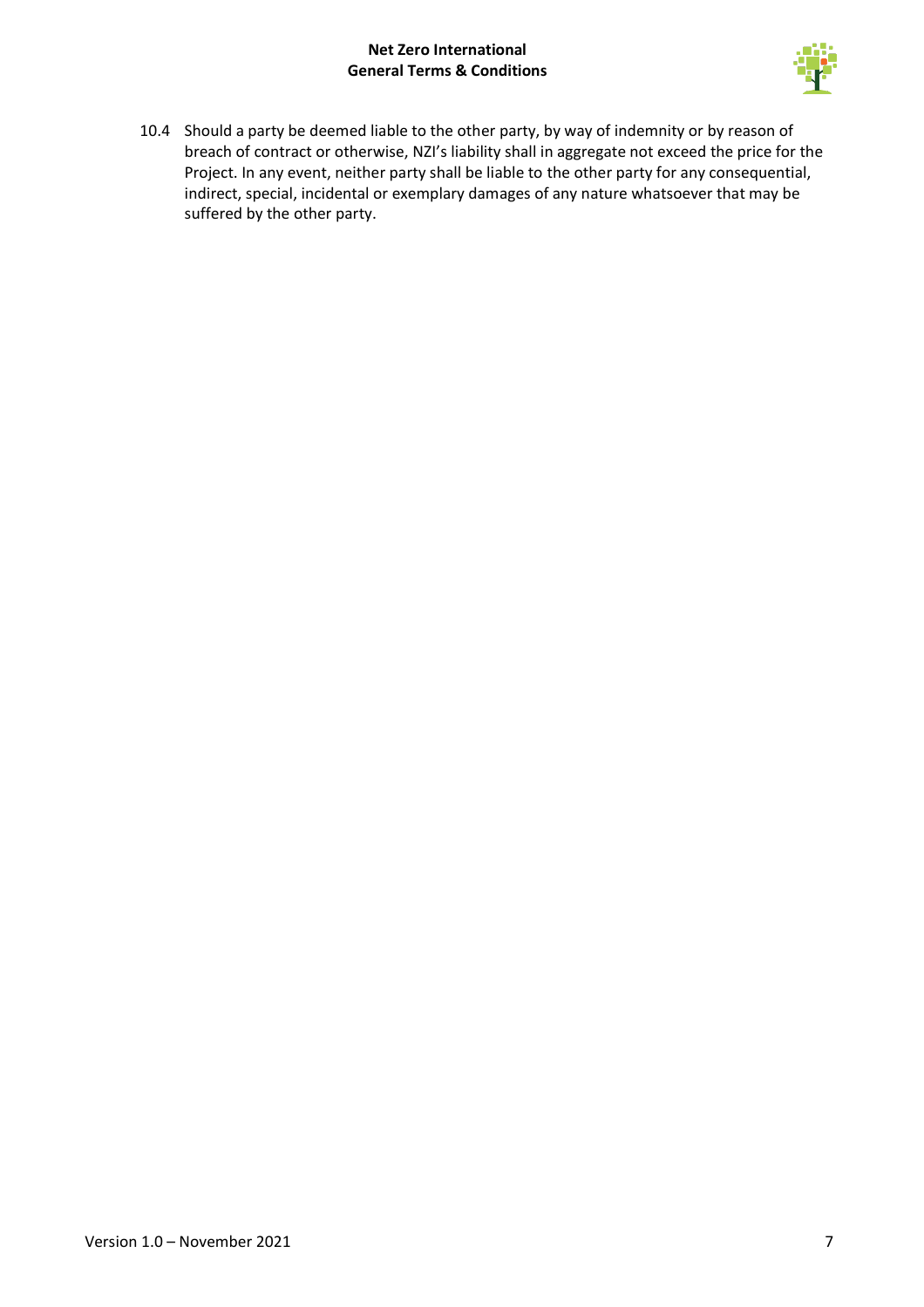10.4 Should a party be deemed liable to the other party, by way of indemnity or by reason of breach of contract or otherwise, NZI's liability shall in aggregate not exceed the price for the Project. In any event, neither party shall be liable to the other party for any consequential, indirect, special, incidental or exemplary damages of any nature whatsoever that may be suffered by the other party.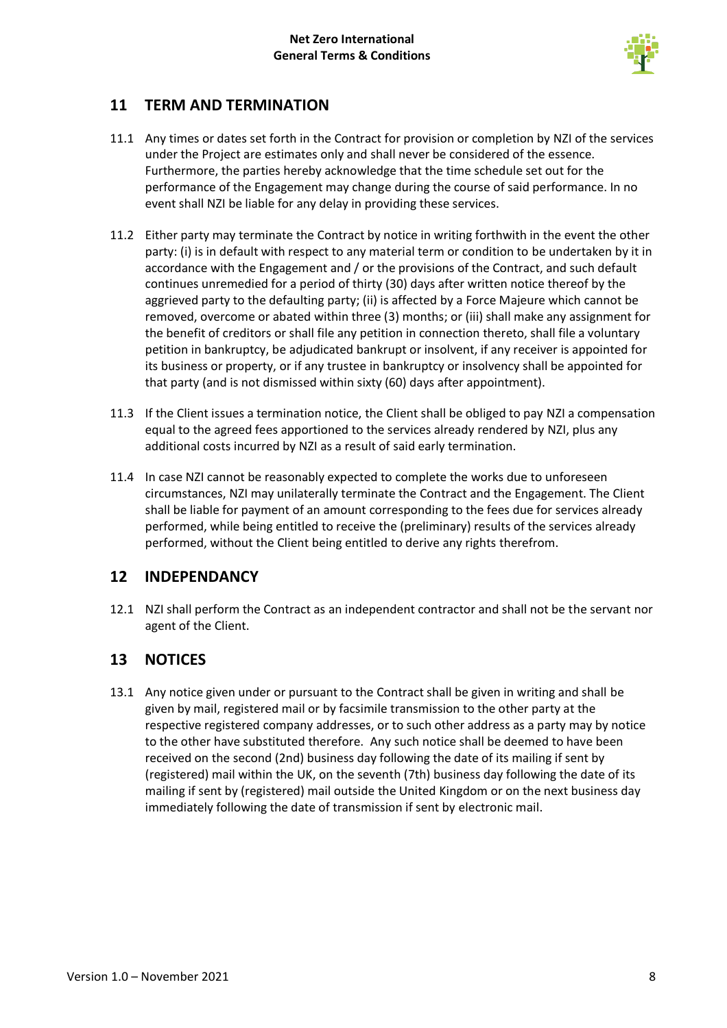## 11 TERM AND TERMINATION

11.1 Any times or dates set forth in the Contract for provision or completion by NZI of the services under the Project are estimates only and shall never be considered of the essence. Furthermore, the parties hereby acknowledge that the time schedule set out for the performance of the Engagement may change during the course of said performance. In no event shall NZI be liable for any delay in providing these services.

11.2 Either party may terminate the Contract by notice in writing forthwith in the event the other party: (i) is in default with respect to any material term or condition to be undertaken by it in accordance with the Engagement and / or the provisions of the Contract, and such default continues unremedied for a period of thirty (30) days after written notice thereof by the aggrieved party to the defaulting party; (ii) is affected by a Force Majeure which cannot be removed, overcome or abated within three (3) months; or (iii) shall make any assignment for the benefit of creditors or shall file any petition in connection thereto, shall file a voluntary petition in bankruptcy, be adjudicated bankrupt or insolvent, if any receiver is appointed for its business or property, or if any trustee in bankruptcy or insolvency shall be appointed for that party (and is not dismissed within sixty (60) days after appointment).

11.3 If the Client issues a termination notice, the Client shall be obliged to pay NZI a compensation equal to the agreed fees apportioned to the services already rendered by NZI, plus any additional costs incurred by NZI as a result of said early termination.

11.4 In case NZI cannot be reasonably expected to complete the works due to unforeseen circumstances, NZI may unilaterally terminate the Contract and the Engagement. The Client shall be liable for payment of an amount corresponding to the fees due for services already performed, while being entitled to receive the (preliminary) results of the services already performed, without the Client being entitled to derive any rights therefrom.

## 12 INDEPENDANCY

12.1 NZI shall perform the Contract as an independent contractor and shall not be the servant nor agent of the Client.

## 13 NOTICES

13.1 Any notice given under or pursuant to the Contract shall be given in writing and shall be given by mail, registered mail or by facsimile transmission to the other party at the respective registered company addresses, or to such other address as a party may by notice to the other have substituted therefore. Any such notice shall be deemed to have been received on the second (2nd) business day following the date of its mailing if sent by (registered) mail within the UK, on the seventh (7th) business day following the date of its mailing if sent by (registered) mail outside the United Kingdom or on the next business day immediately following the date of transmission if sent by electronic mail.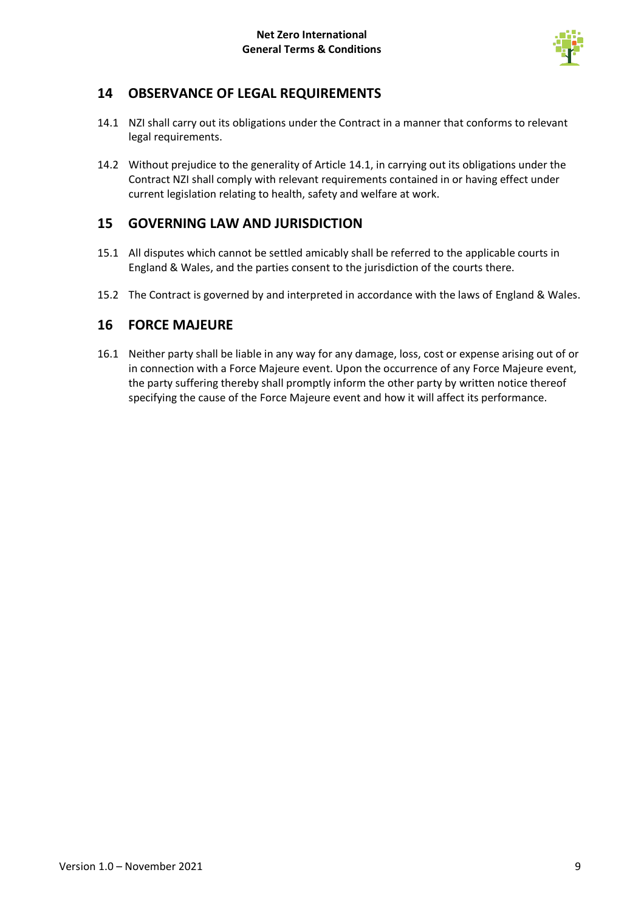## 14 OBSERVANCE OF LEGAL REQUIREMENTS

14.1 NZI shall carry out its obligations under the Contract in a manner that conforms to relevant legal requirements.

14.2 Without prejudice to the generality of Article 14.1, in carrying out its obligations under the Contract NZI shall comply with relevant requirements contained in or having effect under current legislation relating to health, safety and welfare at work.

## 15 GOVERNING LAW AND JURISDICTION

15.1 All disputes which cannot be settled amicably shall be referred to the applicable courts in England & Wales, and the parties consent to the jurisdiction of the courts there.

15.2 The Contract is governed by and interpreted in accordance with the laws of England & Wales.

## 16 FORCE MAJEURE

16.1 Neither party shall be liable in any way for any damage, loss, cost or expense arising out of or in connection with a Force Majeure event. Upon the occurrence of any Force Majeure event, the party suffering thereby shall promptly inform the other party by written notice thereof specifying the cause of the Force Majeure event and how it will affect its performance.